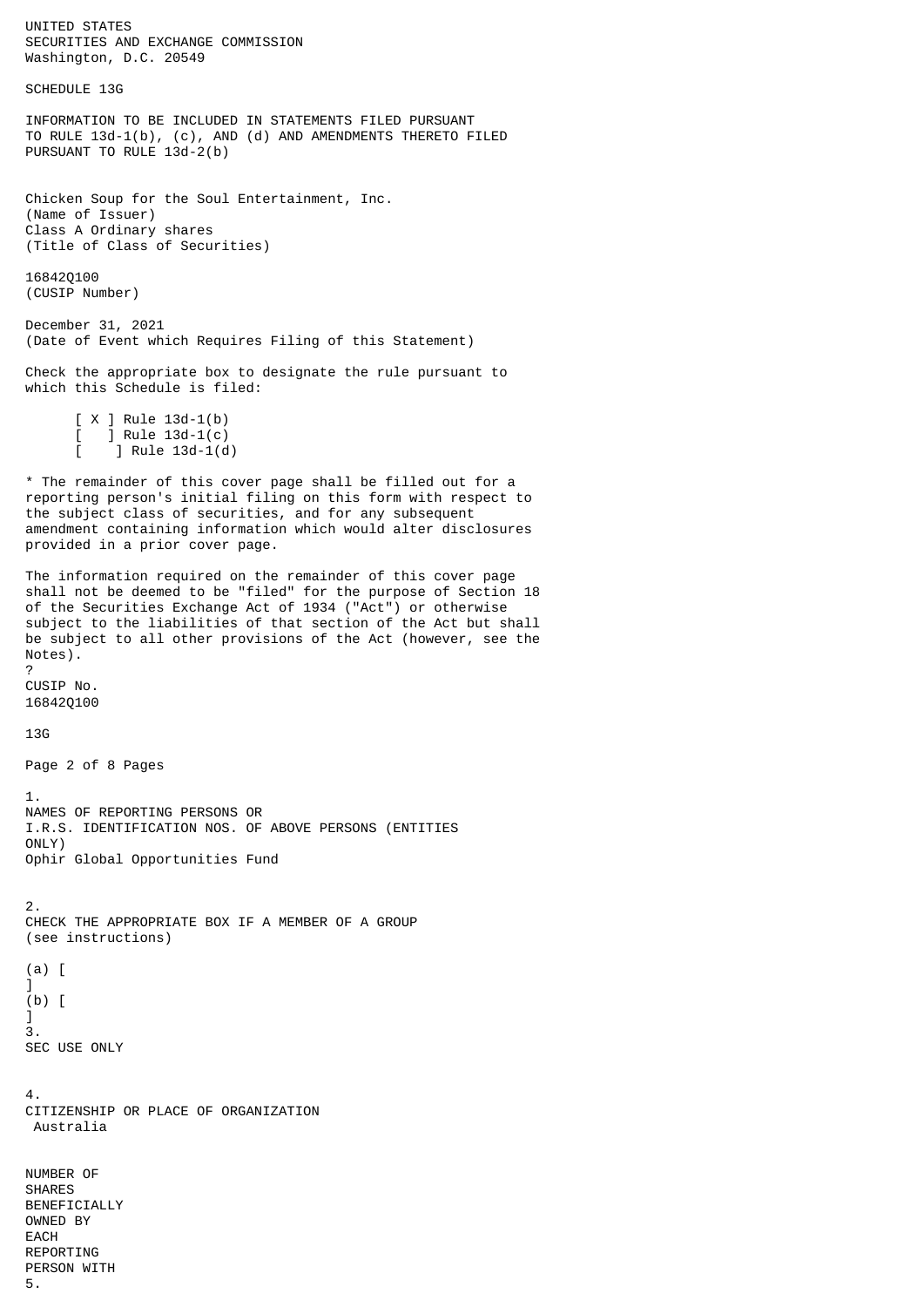UNITED STATES
SECURITIES AND EXCHANGE COMMISSION
Washington, D.C. 20549

# SCHEDULE 13G

INFORMATION TO BE INCLUDED IN STATEMENTS FILED PURSUANT TO RULE 13d-1(b), (c), AND (d) AND AMENDMENTS THERETO FILED PURSUANT TO RULE 13d-2(b)

Chicken Soup for the Soul Entertainment, Inc.
(Name of Issuer)
Class A Ordinary shares
(Title of Class of Securities)

16842Q100
(CUSIP Number)

December 31, 2021
(Date of Event which Requires Filing of this Statement)

Check the appropriate box to designate the rule pursuant to which this Schedule is filed:

[ X ] Rule 13d-1(b)
[ ] Rule 13d-1(c)
[ ] Rule 13d-1(d)

* The remainder of this cover page shall be filled out for a reporting person's initial filing on this form with respect to the subject class of securities, and for any subsequent amendment containing information which would alter disclosures provided in a prior cover page.

The information required on the remainder of this cover page shall not be deemed to be "filed" for the purpose of Section 18 of the Securities Exchange Act of 1934 ("Act") or otherwise subject to the liabilities of that section of the Act but shall be subject to all other provisions of the Act (however, see the Notes).
?
CUSIP No.
16842Q100

13G

1.
NAMES OF REPORTING PERSONS OR
I.R.S. IDENTIFICATION NOS. OF ABOVE PERSONS (ENTITIES ONLY)
Ophir Global Opportunities Fund

2.
CHECK THE APPROPRIATE BOX IF A MEMBER OF A GROUP
(see instructions)

(a) [ ]
(b) [ ]

3.
SEC USE ONLY

4.
CITIZENSHIP OR PLACE OF ORGANIZATION
Australia

NUMBER OF
SHARES
BENEFICIALLY
OWNED BY
EACH
REPORTING
PERSON WITH
5.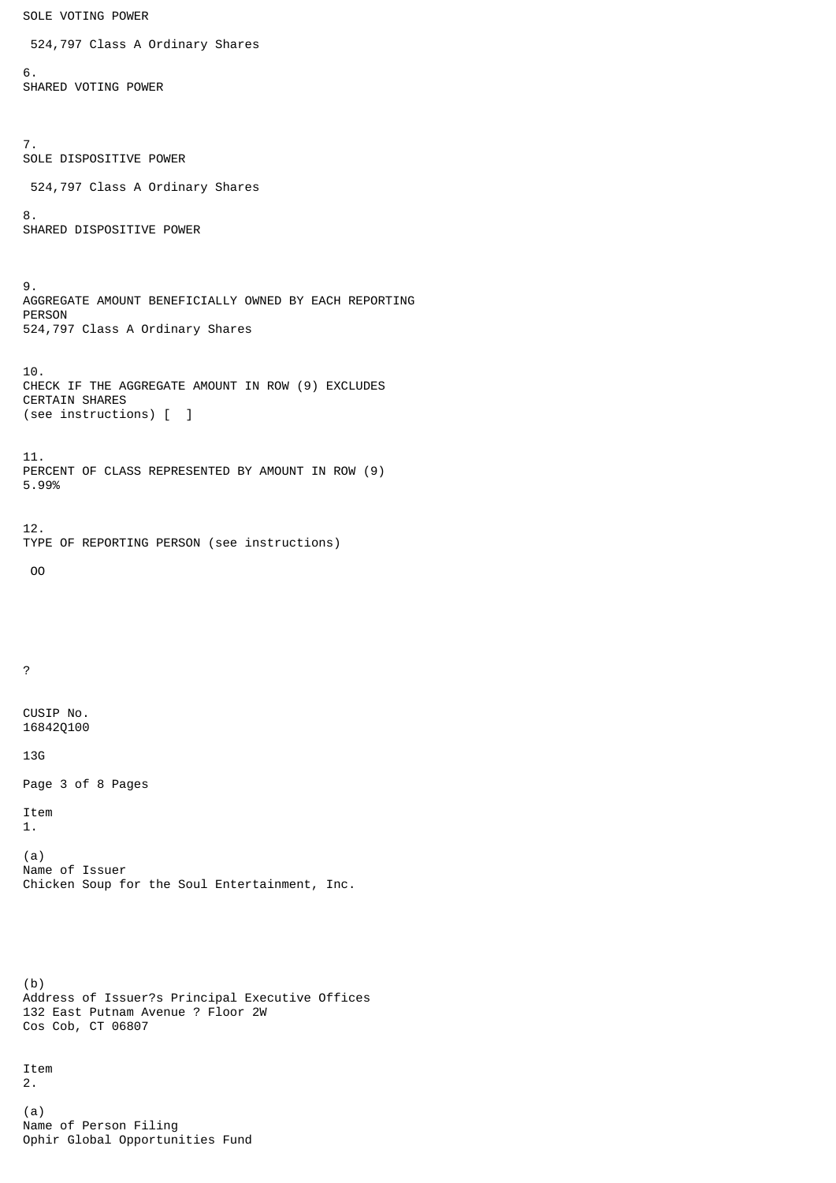SOLE VOTING POWER

524,797 Class A Ordinary Shares

6.
SHARED VOTING POWER

7.
SOLE DISPOSITIVE POWER

524,797 Class A Ordinary Shares

8.
SHARED DISPOSITIVE POWER

9.
AGGREGATE AMOUNT BENEFICIALLY OWNED BY EACH REPORTING PERSON
524,797 Class A Ordinary Shares

10.
CHECK IF THE AGGREGATE AMOUNT IN ROW (9) EXCLUDES CERTAIN SHARES
(see instructions) [ ]

11.
PERCENT OF CLASS REPRESENTED BY AMOUNT IN ROW (9)
5.99%

12.
TYPE OF REPORTING PERSON (see instructions)

OO

?

CUSIP No.
16842Q100

13G

Item
1.

(a)
Name of Issuer
Chicken Soup for the Soul Entertainment, Inc.

(b)
Address of Issuer?s Principal Executive Offices
132 East Putnam Avenue ? Floor 2W
Cos Cob, CT 06807

Item
2.

(a)
Name of Person Filing
Ophir Global Opportunities Fund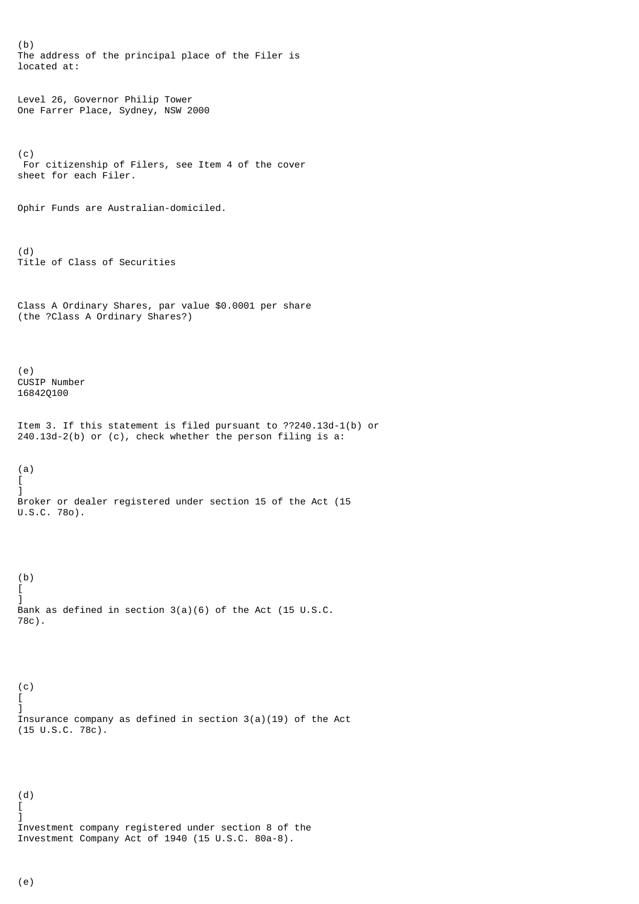(b)
The address of the principal place of the Filer is located at:

Level 26, Governor Philip Tower
One Farrer Place, Sydney, NSW 2000

(c)
For citizenship of Filers, see Item 4 of the cover sheet for each Filer.

Ophir Funds are Australian-domiciled.

(d)
Title of Class of Securities

Class A Ordinary Shares, par value $0.0001 per share (the ?Class A Ordinary Shares?)

(e)
CUSIP Number
16842Q100

Item 3. If this statement is filed pursuant to ??240.13d-1(b) or 240.13d-2(b) or (c), check whether the person filing is a:

(a)
[ ]
Broker or dealer registered under section 15 of the Act (15 U.S.C. 78o).

(b)
[ ]
Bank as defined in section 3(a)(6) of the Act (15 U.S.C. 78c).

(c)
[ ]
Insurance company as defined in section 3(a)(19) of the Act (15 U.S.C. 78c).

(d)
[ ]
Investment company registered under section 8 of the Investment Company Act of 1940 (15 U.S.C. 80a-8).

(e)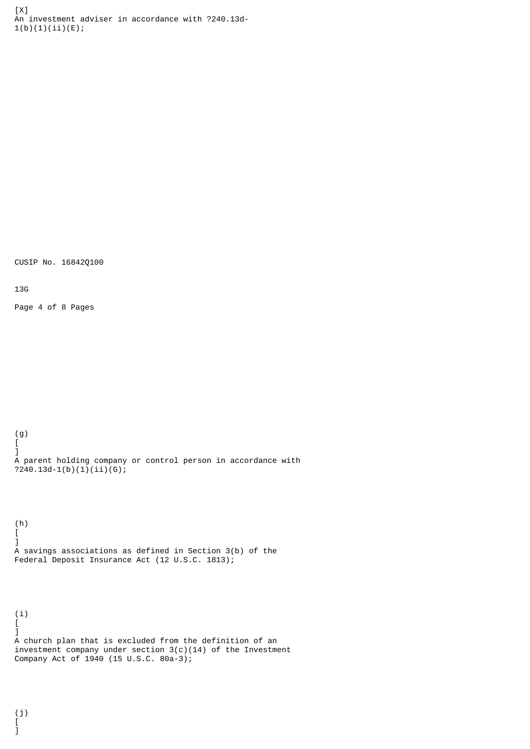[X]
An investment adviser in accordance with ?240.13d-1(b)(1)(ii)(E);

CUSIP No. 16842Q100

13G

(g)
[ ]
A parent holding company or control person in accordance with ?240.13d-1(b)(1)(ii)(G);

(h)
[ ]
A savings associations as defined in Section 3(b) of the Federal Deposit Insurance Act (12 U.S.C. 1813);

(i)
[ ]
A church plan that is excluded from the definition of an investment company under section 3(c)(14) of the Investment Company Act of 1940 (15 U.S.C. 80a-3);

(j)
[ ]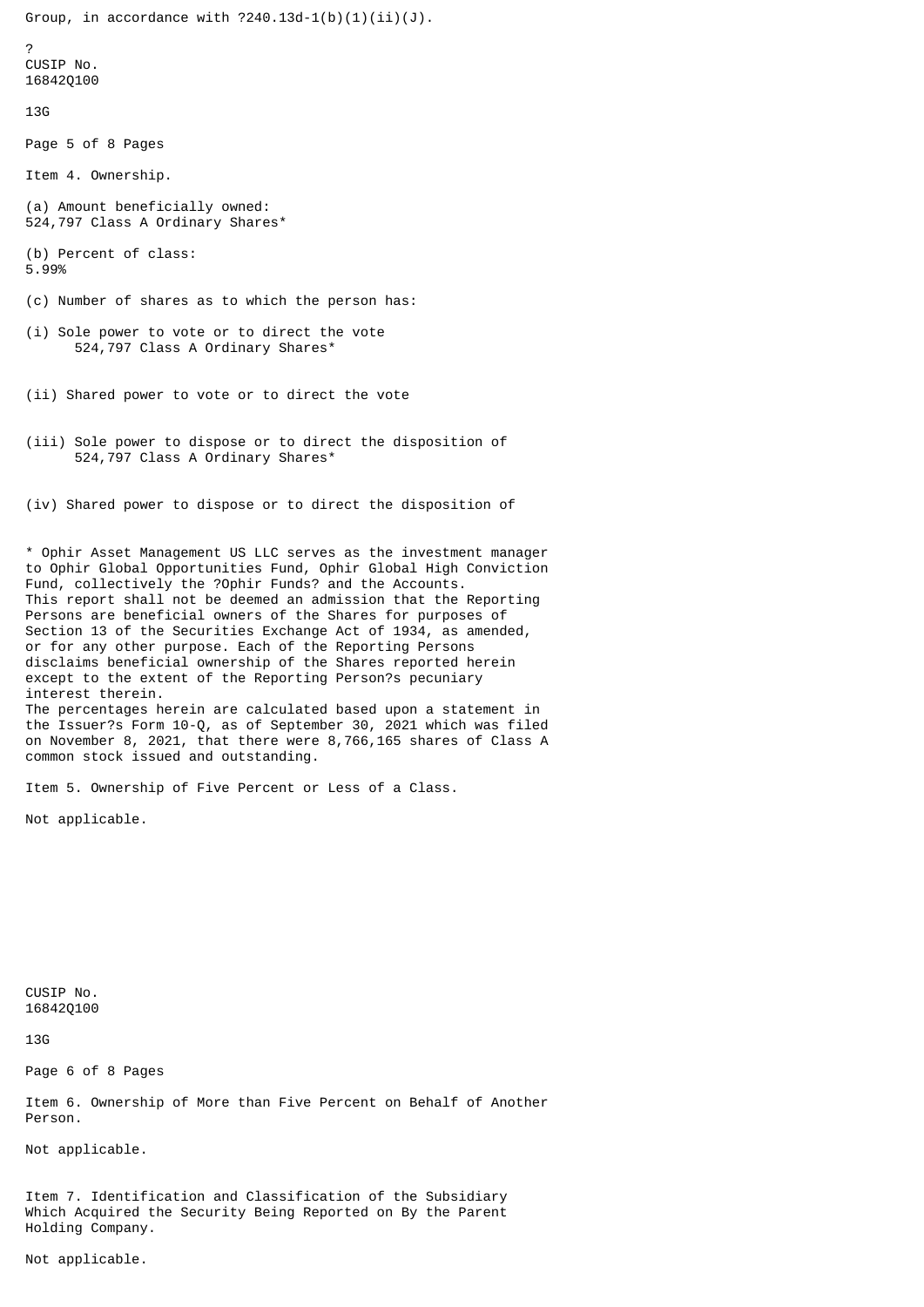Group, in accordance with ?240.13d-1(b)(1)(ii)(J).

?

CUSIP No. 16842Q100

13G

Item 4. Ownership.

(a) Amount beneficially owned:
524,797 Class A Ordinary Shares*

(b) Percent of class:
5.99%

(c) Number of shares as to which the person has:

(i) Sole power to vote or to direct the vote
524,797 Class A Ordinary Shares*

(ii) Shared power to vote or to direct the vote

(iii) Sole power to dispose or to direct the disposition of
524,797 Class A Ordinary Shares*

(iv) Shared power to dispose or to direct the disposition of

* Ophir Asset Management US LLC serves as the investment manager to Ophir Global Opportunities Fund, Ophir Global High Conviction Fund, collectively the ?Ophir Funds? and the Accounts.
This report shall not be deemed an admission that the Reporting Persons are beneficial owners of the Shares for purposes of Section 13 of the Securities Exchange Act of 1934, as amended, or for any other purpose. Each of the Reporting Persons disclaims beneficial ownership of the Shares reported herein except to the extent of the Reporting Person?s pecuniary interest therein.
The percentages herein are calculated based upon a statement in the Issuer?s Form 10-Q, as of September 30, 2021 which was filed on November 8, 2021, that there were 8,766,165 shares of Class A common stock issued and outstanding.

Item 5. Ownership of Five Percent or Less of a Class.

Not applicable.

CUSIP No. 16842Q100

13G

Item 6. Ownership of More than Five Percent on Behalf of Another Person.

Not applicable.

Item 7. Identification and Classification of the Subsidiary Which Acquired the Security Being Reported on By the Parent Holding Company.

Not applicable.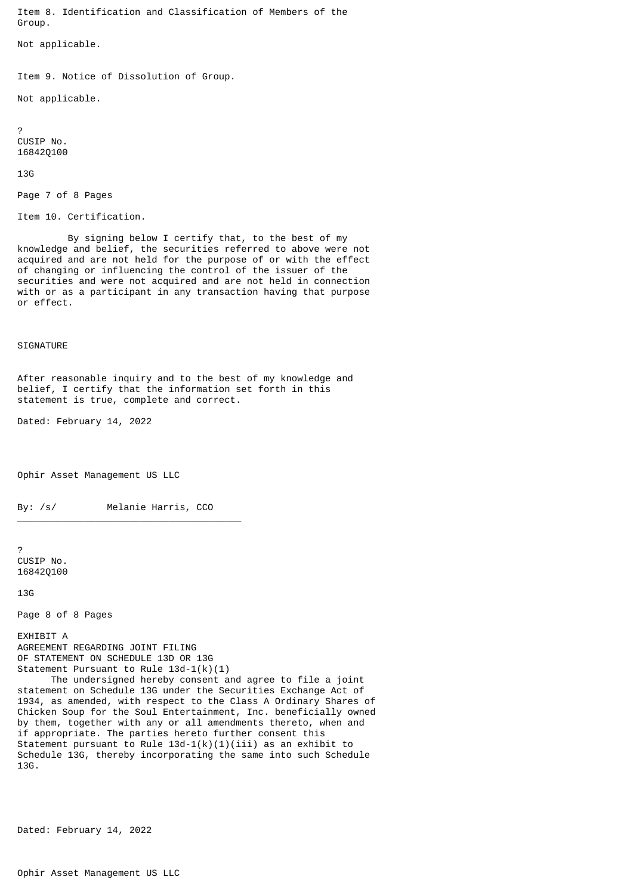Item 8. Identification and Classification of Members of the Group.

Not applicable.

Item 9. Notice of Dissolution of Group.

Not applicable.

CUSIP No. 16842Q100

13G

Item 10. Certification.

By signing below I certify that, to the best of my knowledge and belief, the securities referred to above were not acquired and are not held for the purpose of or with the effect of changing or influencing the control of the issuer of the securities and were not acquired and are not held in connection with or as a participant in any transaction having that purpose or effect.

SIGNATURE

After reasonable inquiry and to the best of my knowledge and belief, I certify that the information set forth in this statement is true, complete and correct.

Dated: February 14, 2022

Ophir Asset Management US LLC

By: /s/ Melanie Harris, CCO

CUSIP No. 16842Q100

13G

EXHIBIT A
AGREEMENT REGARDING JOINT FILING
OF STATEMENT ON SCHEDULE 13D OR 13G
Statement Pursuant to Rule 13d-1(k)(1)

The undersigned hereby consent and agree to file a joint statement on Schedule 13G under the Securities Exchange Act of 1934, as amended, with respect to the Class A Ordinary Shares of Chicken Soup for the Soul Entertainment, Inc. beneficially owned by them, together with any or all amendments thereto, when and if appropriate. The parties hereto further consent this Statement pursuant to Rule 13d-1(k)(1)(iii) as an exhibit to Schedule 13G, thereby incorporating the same into such Schedule 13G.

Dated: February 14, 2022

Ophir Asset Management US LLC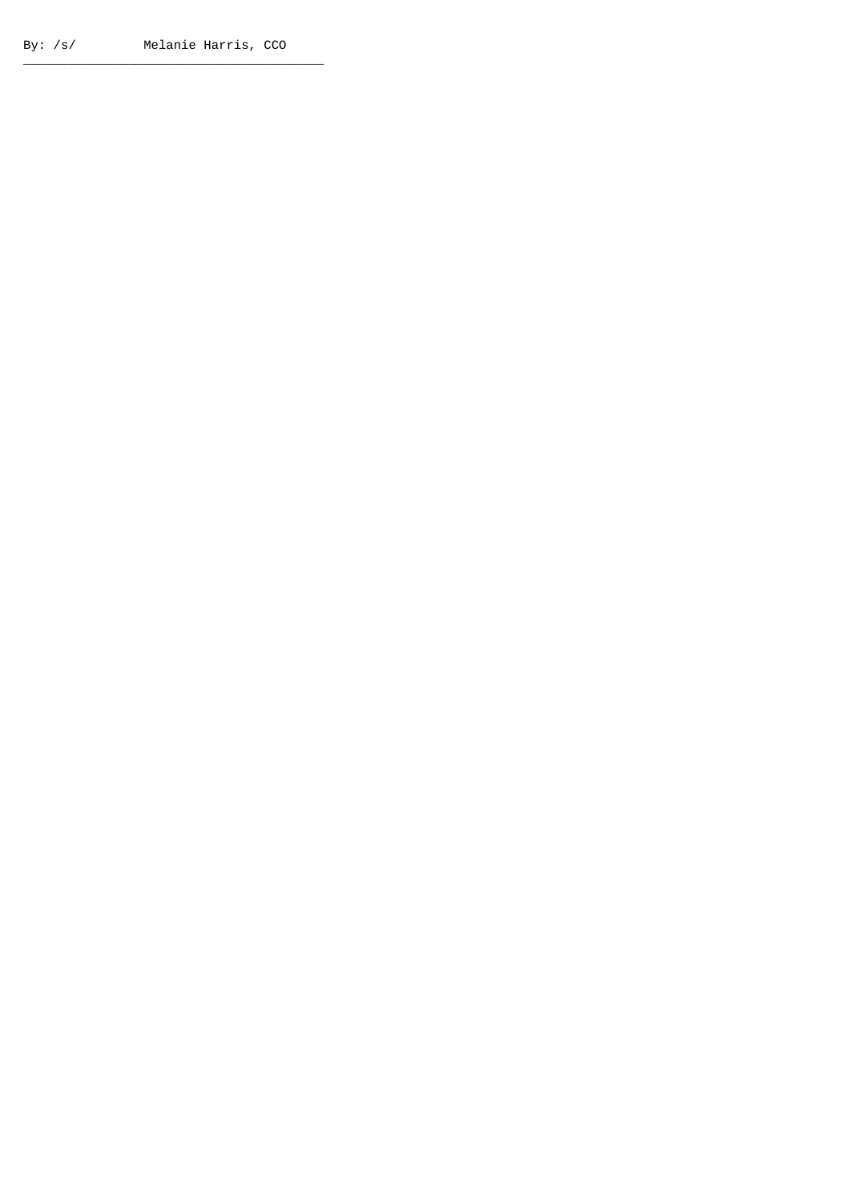By: /s/ Melanie Harris, CCO

---